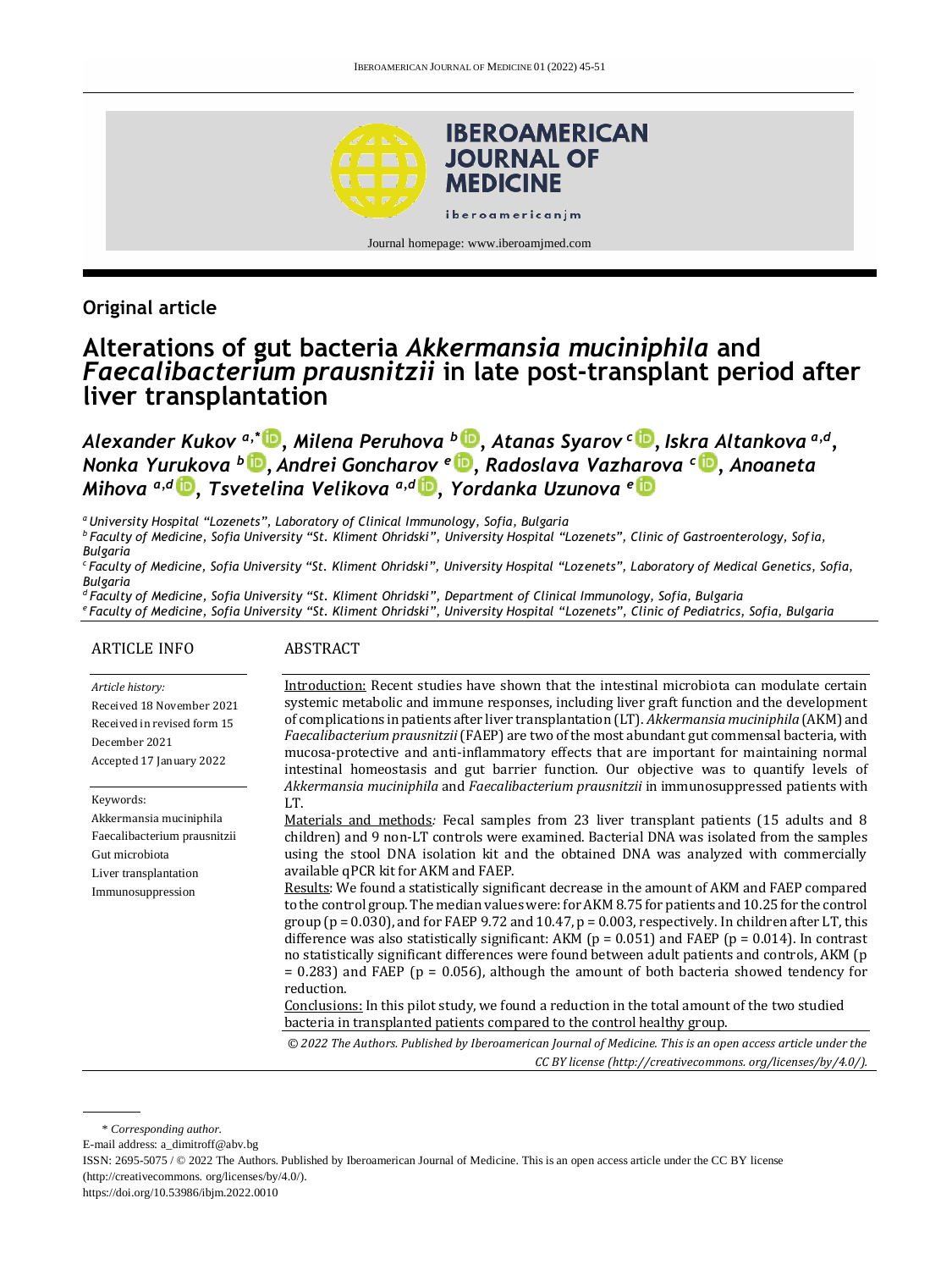**Original article**

# Alterations of gut bacteria *Akkermansia muciniphila* and *Faecalibacterium prausnitzii* in late post-transplant period after liver transplantation

***Alexander Kukov*** [a,*], ***Milena Peruhova*** [b], ***Atanas Syarov*** [c], ***Iskra Altankova*** [a,d], ***Nonka Yurukova*** [b], ***Andrei Goncharov*** [e], ***Radoslava Vazharova*** [c], ***Anoaneta Mihova*** [a,d], ***Tsvetelina Velikova*** [a,d], ***Yordanka Uzunova*** [e]

[a] *University Hospital "Lozenets", Laboratory of Clinical Immunology, Sofia, Bulgaria*
[b] *Faculty of Medicine, Sofia University "St. Kliment Ohridski", University Hospital "Lozenets", Clinic of Gastroenterology, Sofia, Bulgaria*
[c] *Faculty of Medicine, Sofia University "St. Kliment Ohridski", University Hospital "Lozenets", Laboratory of Medical Genetics, Sofia, Bulgaria*
[d] *Faculty of Medicine, Sofia University "St. Kliment Ohridski", Department of Clinical Immunology, Sofia, Bulgaria*
[e] *Faculty of Medicine, Sofia University "St. Kliment Ohridski", University Hospital "Lozenets", Clinic of Pediatrics, Sofia, Bulgaria*

## ARTICLE INFO

*Article history:*
Received 18 November 2021
Received in revised form 15 December 2021
Accepted 17 January 2022

Keywords:
Akkermansia muciniphila
Faecalibacterium prausnitzii
Gut microbiota
Liver transplantation
Immunosuppression

## ABSTRACT

Introduction: Recent studies have shown that the intestinal microbiota can modulate certain systemic metabolic and immune responses, including liver graft function and the development of complications in patients after liver transplantation (LT). *Akkermansia muciniphila* (AKM) and *Faecalibacterium prausnitzii* (FAEP) are two of the most abundant gut commensal bacteria, with mucosa-protective and anti-inflammatory effects that are important for maintaining normal intestinal homeostasis and gut barrier function. Our objective was to quantify levels of *Akkermansia muciniphila* and *Faecalibacterium prausnitzii* in immunosuppressed patients with LT.

Materials and methods*:* Fecal samples from 23 liver transplant patients (15 adults and 8 children) and 9 non-LT controls were examined. Bacterial DNA was isolated from the samples using the stool DNA isolation kit and the obtained DNA was analyzed with commercially available qPCR kit for AKM and FAEP.

Results: We found a statistically significant decrease in the amount of AKM and FAEP compared to the control group. The median values were: for AKM 8.75 for patients and 10.25 for the control group ($p = 0.030$), and for FAEP 9.72 and 10.47, $p = 0.003$, respectively. In children after LT, this difference was also statistically significant: AKM ($p = 0.051$) and FAEP ($p = 0.014$). In contrast no statistically significant differences were found between adult patients and controls, AKM ($p = 0.283$) and FAEP ($p = 0.056$), although the amount of both bacteria showed tendency for reduction.

Conclusions: In this pilot study, we found a reduction in the total amount of the two studied bacteria in transplanted patients compared to the control healthy group.

*© 2022 The Authors. Published by Iberoamerican Journal of Medicine. This is an open access article under the CC BY license (http://creativecommons. org/licenses/by/4.0/).*

---

\* *Corresponding author.*
E-mail address: a_dimitroff@abv.bg
ISSN: 2695-5075 / © 2022 The Authors. Published by Iberoamerican Journal of Medicine. This is an open access article under the CC BY license (http://creativecommons. org/licenses/by/4.0/).
https://doi.org/10.53986/ibjm.2022.0010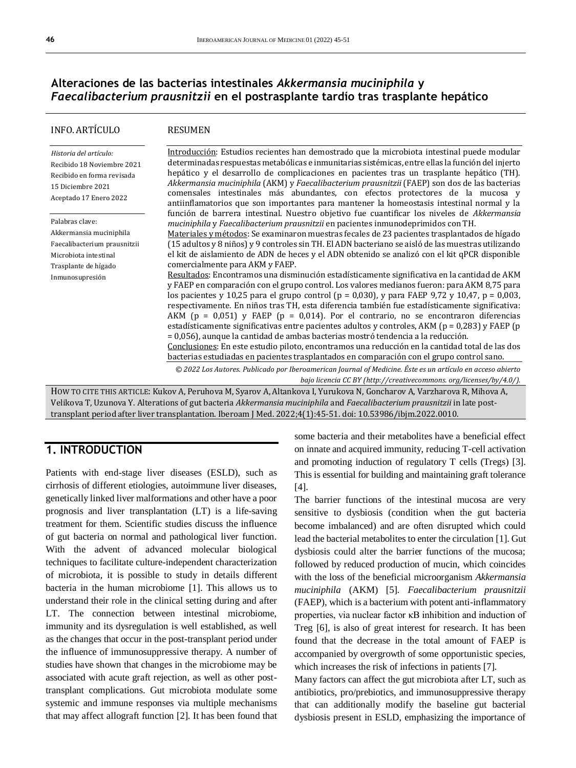# Alteraciones de las bacterias intestinales *Akkermansia muciniphila* y *Faecalibacterium prausnitzii* en el postrasplante tardío tras trasplante hepático

**INFO. ARTÍCULO**

*Historia del artículo:*
Recibido 18 Noviembre 2021
Recibido en forma revisada 15 Diciembre 2021
Aceptado 17 Enero 2022

Palabras clave:
Akkermansia muciniphila
Faecalibacterium prausnitzii
Microbiota intestinal
Trasplante de hígado
Inmunosupresión

**RESUMEN**

Introducción: Estudios recientes han demostrado que la microbiota intestinal puede modular determinadas respuestas metabólicas e inmunitarias sistémicas, entre ellas la función del injerto hepático y el desarrollo de complicaciones en pacientes tras un trasplante hepático (TH). *Akkermansia muciniphila* (AKM) y *Faecalibacterium prausnitzii* (FAEP) son dos de las bacterias comensales intestinales más abundantes, con efectos protectores de la mucosa y antiinflamatorios que son importantes para mantener la homeostasis intestinal normal y la función de barrera intestinal. Nuestro objetivo fue cuantificar los niveles de *Akkermansia muciniphila* y *Faecalibacterium prausnitzii* en pacientes inmunodeprimidos con TH.

Materiales y métodos: Se examinaron muestras fecales de 23 pacientes trasplantados de hígado (15 adultos y 8 niños) y 9 controles sin TH. El ADN bacteriano se aisló de las muestras utilizando el kit de aislamiento de ADN de heces y el ADN obtenido se analizó con el kit qPCR disponible comercialmente para AKM y FAEP.

Resultados: Encontramos una disminución estadísticamente significativa en la cantidad de AKM y FAEP en comparación con el grupo control. Los valores medianos fueron: para AKM 8,75 para los pacientes y 10,25 para el grupo control ($p = 0,030$), y para FAEP 9,72 y 10,47, $p = 0,003$, respectivamente. En niños tras TH, esta diferencia también fue estadísticamente significativa: AKM ($p = 0,051$) y FAEP ($p = 0,014$). Por el contrario, no se encontraron diferencias estadísticamente significativas entre pacientes adultos y controles, AKM ($p = 0,283$) y FAEP ($p = 0,056$), aunque la cantidad de ambas bacterias mostró tendencia a la reducción.

Conclusiones: En este estudio piloto, encontramos una reducción en la cantidad total de las dos bacterias estudiadas en pacientes trasplantados en comparación con el grupo control sano.

*© 2022 Los Autores. Publicado por Iberoamerican Journal of Medicine. Éste es un artículo en acceso abierto bajo licencia CC BY (http://creativecommons. org/licenses/by/4.0/).*

HOW TO CITE THIS ARTICLE: Kukov A, Peruhova M, Syarov A, Altankova I, Yurukova N, Goncharov A, Varzharova R, Mihova A, Velikova T, Uzunova Y. Alterations of gut bacteria *Akkermansia muciniphila* and *Faecalibacterium prausnitzii* in late post-transplant period after liver transplantation. Iberoam J Med. 2022;4(1):45-51. doi: 10.53986/ibjm.2022.0010.

## 1. INTRODUCTION

Patients with end-stage liver diseases (ESLD), such as cirrhosis of different etiologies, autoimmune liver diseases, genetically linked liver malformations and other have a poor prognosis and liver transplantation (LT) is a life-saving treatment for them. Scientific studies discuss the influence of gut bacteria on normal and pathological liver function. With the advent of advanced molecular biological techniques to facilitate culture-independent characterization of microbiota, it is possible to study in details different bacteria in the human microbiome [1]. This allows us to understand their role in the clinical setting during and after LT. The connection between intestinal microbiome, immunity and its dysregulation is well established, as well as the changes that occur in the post-transplant period under the influence of immunosuppressive therapy. A number of studies have shown that changes in the microbiome may be associated with acute graft rejection, as well as other post-transplant complications. Gut microbiota modulate some systemic and immune responses via multiple mechanisms that may affect allograft function [2]. It has been found that some bacteria and their metabolites have a beneficial effect on innate and acquired immunity, reducing T-cell activation and promoting induction of regulatory T cells (Tregs) [3]. This is essential for building and maintaining graft tolerance [4].

The barrier functions of the intestinal mucosa are very sensitive to dysbiosis (condition when the gut bacteria become imbalanced) and are often disrupted which could lead the bacterial metabolites to enter the circulation [1]. Gut dysbiosis could alter the barrier functions of the mucosa; followed by reduced production of mucin, which coincides with the loss of the beneficial microorganism *Akkermansia muciniphila* (AKM) [5]. *Faecalibacterium prausnitzii* (FAEP), which is a bacterium with potent anti-inflammatory properties, via nuclear factor κB inhibition and induction of Treg [6], is also of great interest for research. It has been found that the decrease in the total amount of FAEP is accompanied by overgrowth of some opportunistic species, which increases the risk of infections in patients [7].

Many factors can affect the gut microbiota after LT, such as antibiotics, pro/prebiotics, and immunosuppressive therapy that can additionally modify the baseline gut bacterial dysbiosis present in ESLD, emphasizing the importance of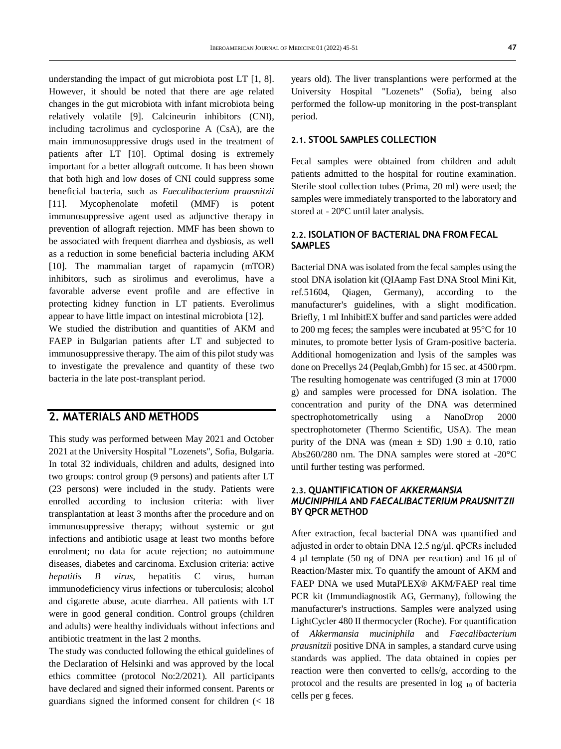understanding the impact of gut microbiota post LT [1, 8]. However, it should be noted that there are age related changes in the gut microbiota with infant microbiota being relatively volatile [9]. Calcineurin inhibitors (CNI), including tacrolimus and cyclosporine A (CsA), are the main immunosuppressive drugs used in the treatment of patients after LT [10]. Optimal dosing is extremely important for a better allograft outcome. It has been shown that both high and low doses of CNI could suppress some beneficial bacteria, such as *Faecalibacterium prausnitzii* [11]. Mycophenolate mofetil (MMF) is potent immunosuppressive agent used as adjunctive therapy in prevention of allograft rejection. MMF has been shown to be associated with frequent diarrhea and dysbiosis, as well as a reduction in some beneficial bacteria including AKM [10]. The mammalian target of rapamycin (mTOR) inhibitors, such as sirolimus and everolimus, have a favorable adverse event profile and are effective in protecting kidney function in LT patients. Everolimus appear to have little impact on intestinal microbiota [12].

We studied the distribution and quantities of AKM and FAEP in Bulgarian patients after LT and subjected to immunosuppressive therapy. The aim of this pilot study was to investigate the prevalence and quantity of these two bacteria in the late post-transplant period.

## 2. MATERIALS AND METHODS

This study was performed between May 2021 and October 2021 at the University Hospital "Lozenets", Sofia, Bulgaria. In total 32 individuals, children and adults, designed into two groups: control group (9 persons) and patients after LT (23 persons) were included in the study. Patients were enrolled according to inclusion criteria: with liver transplantation at least 3 months after the procedure and on immunosuppressive therapy; without systemic or gut infections and antibiotic usage at least two months before enrolment; no data for acute rejection; no autoimmune diseases, diabetes and carcinoma. Exclusion criteria: active *hepatitis B virus*, hepatitis C virus, human immunodeficiency virus infections or tuberculosis; alcohol and cigarette abuse, acute diarrhea. All patients with LT were in good general condition. Control groups (children and adults) were healthy individuals without infections and antibiotic treatment in the last 2 months.

The study was conducted following the ethical guidelines of the Declaration of Helsinki and was approved by the local ethics committee (protocol No:2/2021). All participants have declared and signed their informed consent. Parents or guardians signed the informed consent for children (< 18 years old). The liver transplantions were performed at the University Hospital "Lozenets" (Sofia), being also performed the follow-up monitoring in the post-transplant period.

### 2.1. STOOL SAMPLES COLLECTION

Fecal samples were obtained from children and adult patients admitted to the hospital for routine examination. Sterile stool collection tubes (Prima, 20 ml) were used; the samples were immediately transported to the laboratory and stored at - 20°C until later analysis.

### 2.2. ISOLATION OF BACTERIAL DNA FROM FECAL SAMPLES

Bacterial DNA was isolated from the fecal samples using the stool DNA isolation kit (QIAamp Fast DNA Stool Mini Kit, ref.51604, Qiagen, Germany), according to the manufacturer's guidelines, with a slight modification. Briefly, 1 ml InhibitEX buffer and sand particles were added to 200 mg feces; the samples were incubated at 95°C for 10 minutes, to promote better lysis of Gram-positive bacteria. Additional homogenization and lysis of the samples was done on Precellys 24 (Peqlab,Gmbh) for 15 sec. at 4500 rpm. The resulting homogenate was centrifuged (3 min at 17000 g) and samples were processed for DNA isolation. The concentration and purity of the DNA was determined spectrophotometrically using a NanoDrop 2000 spectrophotometer (Thermo Scientific, USA). The mean purity of the DNA was (mean ± SD) 1.90 ± 0.10, ratio Abs260/280 nm. The DNA samples were stored at -20°C until further testing was performed.

### 2.3. QUANTIFICATION OF *AKKERMANSIA MUCINIPHILA* AND *FAECALIBACTERIUM PRAUSNITZII* BY QPCR METHOD

After extraction, fecal bacterial DNA was quantified and adjusted in order to obtain DNA 12.5 ng/μl. qPCRs included 4 μl template (50 ng of DNA per reaction) and 16 μl of Reaction/Master mix. To quantify the amount of AKM and FAEP DNA we used MutaPLEX® AKM/FAEP real time PCR kit (Immundiagnostik AG, Germany), following the manufacturer's instructions. Samples were analyzed using LightCycler 480 II thermocycler (Roche). For quantification of *Akkermansia muciniphila* and *Faecalibacterium prausnitzii* positive DNA in samples, a standard curve using standards was applied. The data obtained in copies per reaction were then converted to cells/g, according to the protocol and the results are presented in $\log_{10}$ of bacteria cells per g feces.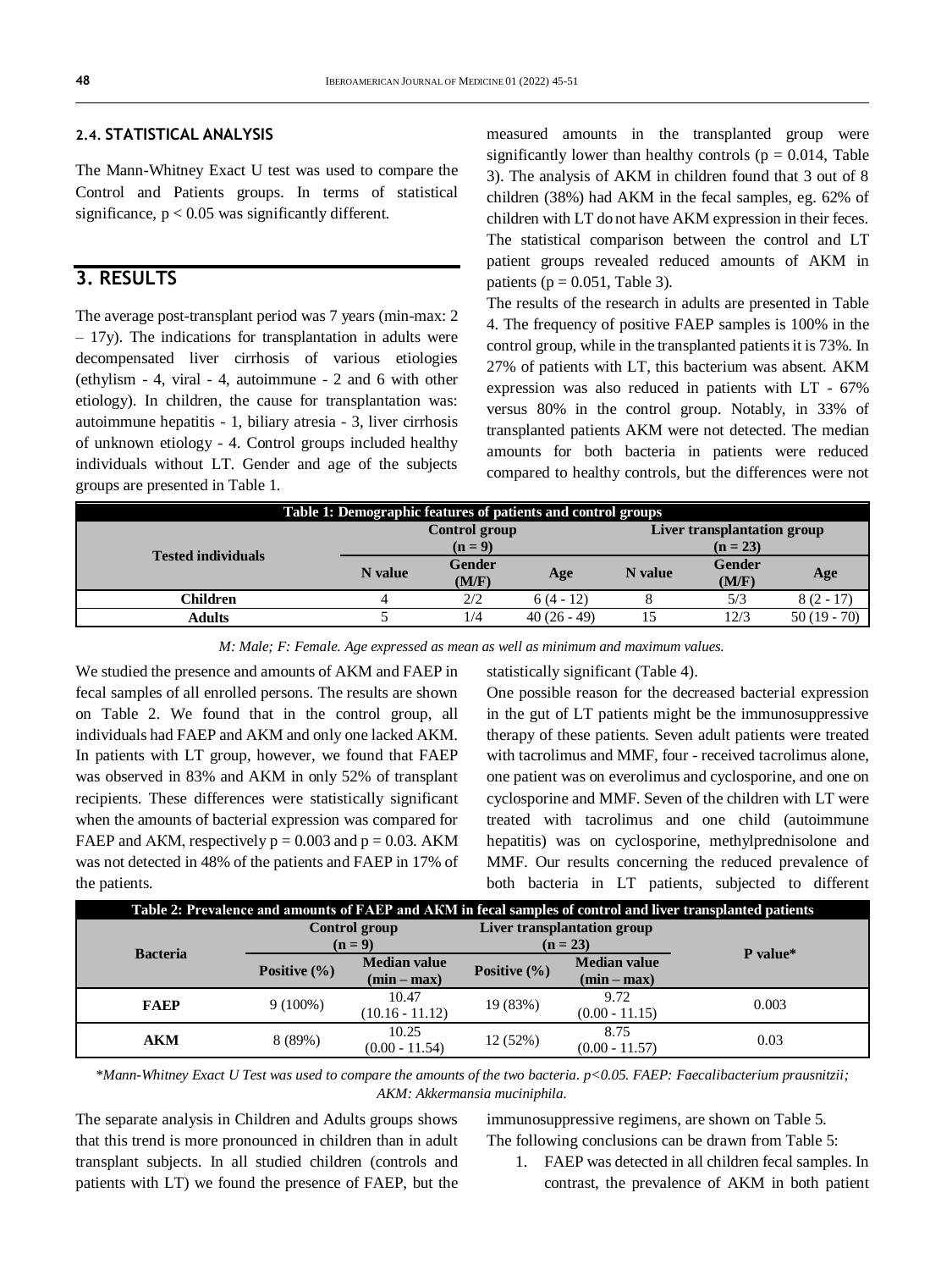### 2.4. STATISTICAL ANALYSIS

The Mann-Whitney Exact U test was used to compare the Control and Patients groups. In terms of statistical significance, $p < 0.05$ was significantly different.

## 3. RESULTS

The average post-transplant period was 7 years (min-max: 2 – 17y). The indications for transplantation in adults were decompensated liver cirrhosis of various etiologies (ethylism - 4, viral - 4, autoimmune - 2 and 6 with other etiology). In children, the cause for transplantation was: autoimmune hepatitis - 1, biliary atresia - 3, liver cirrhosis of unknown etiology - 4. Control groups included healthy individuals without LT. Gender and age of the subjects groups are presented in Table 1.

| **Table 1: Demographic features of patients and control groups** | | | | | | |
|---|---|---|---|---|---|---|
| **Tested individuals** | **Control group (n = 9)** | | | **Liver transplantation group (n = 23)** | | |
| | **N value** | **Gender (M/F)** | **Age** | **N value** | **Gender (M/F)** | **Age** |
| **Children** | 4 | 2/2 | 6 (4 - 12) | 8 | 5/3 | 8 (2 - 17) |
| **Adults** | 5 | 1/4 | 40 (26 - 49) | 15 | 12/3 | 50 (19 - 70) |

*M: Male; F: Female. Age expressed as mean as well as minimum and maximum values.*

We studied the presence and amounts of AKM and FAEP in fecal samples of all enrolled persons. The results are shown on Table 2. We found that in the control group, all individuals had FAEP and AKM and only one lacked AKM. In patients with LT group, however, we found that FAEP was observed in 83% and AKM in only 52% of transplant recipients. These differences were statistically significant when the amounts of bacterial expression was compared for FAEP and AKM, respectively $p = 0.003$ and $p = 0.03$. AKM was not detected in 48% of the patients and FAEP in 17% of the patients.

| **Table 2: Prevalence and amounts of FAEP and AKM in fecal samples of control and liver transplanted patients** | | | | | |
|---|---|---|---|---|---|
| **Bacteria** | **Control group (n = 9)** | | **Liver transplantation group (n = 23)** | | **P value*** |
| | **Positive (%)** | **Median value (min – max)** | **Positive (%)** | **Median value (min – max)** | |
| **FAEP** | 9 (100%) | 10.47 (10.16 - 11.12) | 19 (83%) | 9.72 (0.00 - 11.15) | 0.003 |
| **AKM** | 8 (89%) | 10.25 (0.00 - 11.54) | 12 (52%) | 8.75 (0.00 - 11.57) | 0.03 |

*\*Mann-Whitney Exact U Test was used to compare the amounts of the two bacteria. p<0.05. FAEP: Faecalibacterium prausnitzii; AKM: Akkermansia muciniphila.*

The separate analysis in Children and Adults groups shows that this trend is more pronounced in children than in adult transplant subjects. In all studied children (controls and patients with LT) we found the presence of FAEP, but the measured amounts in the transplanted group were significantly lower than healthy controls ($p = 0.014$, Table 3). The analysis of AKM in children found that 3 out of 8 children (38%) had AKM in the fecal samples, eg. 62% of children with LT do not have AKM expression in their feces. The statistical comparison between the control and LT patient groups revealed reduced amounts of AKM in patients ($p = 0.051$, Table 3).

The results of the research in adults are presented in Table 4. The frequency of positive FAEP samples is 100% in the control group, while in the transplanted patients it is 73%. In 27% of patients with LT, this bacterium was absent. AKM expression was also reduced in patients with LT - 67% versus 80% in the control group. Notably, in 33% of transplanted patients AKM were not detected. The median amounts for both bacteria in patients were reduced compared to healthy controls, but the differences were not statistically significant (Table 4).

One possible reason for the decreased bacterial expression in the gut of LT patients might be the immunosuppressive therapy of these patients. Seven adult patients were treated with tacrolimus and MMF, four - received tacrolimus alone, one patient was on everolimus and cyclosporine, and one on cyclosporine and MMF. Seven of the children with LT were treated with tacrolimus and one child (autoimmune hepatitis) was on cyclosporine, methylprednisolone and MMF. Our results concerning the reduced prevalence of both bacteria in LT patients, subjected to different immunosuppressive regimens, are shown on Table 5.

The following conclusions can be drawn from Table 5:

1. FAEP was detected in all children fecal samples. In contrast, the prevalence of AKM in both patient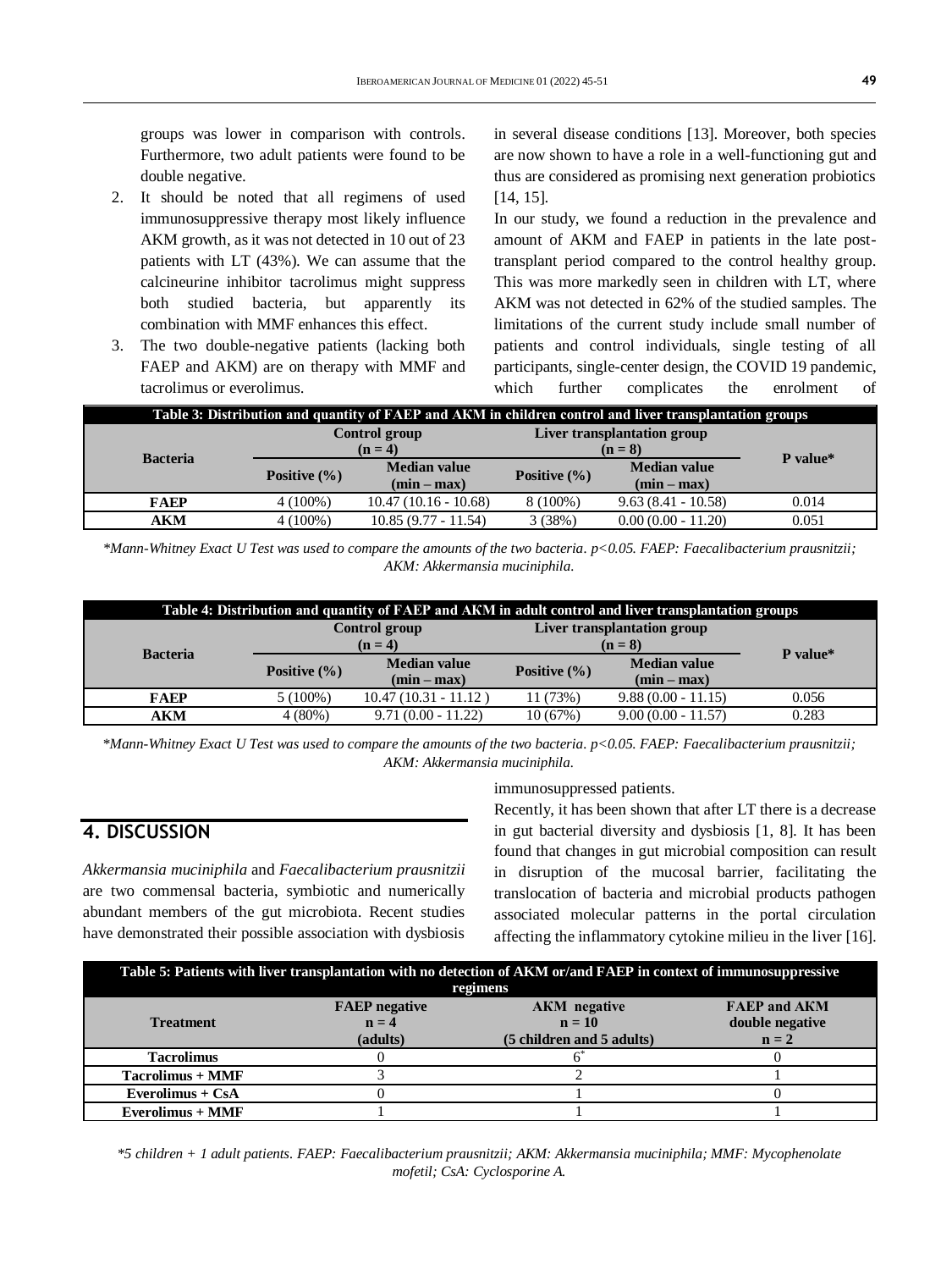groups was lower in comparison with controls. Furthermore, two adult patients were found to be double negative.

2. It should be noted that all regimens of used immunosuppressive therapy most likely influence AKM growth, as it was not detected in 10 out of 23 patients with LT (43%). We can assume that the calcineurine inhibitor tacrolimus might suppress both studied bacteria, but apparently its combination with MMF enhances this effect.
3. The two double-negative patients (lacking both FAEP and AKM) are on therapy with MMF and tacrolimus or everolimus.

| Table 3: Distribution and quantity of FAEP and AKM in children control and liver transplantation groups | | | | | |
|---|---|---|---|---|---|
| **Bacteria** | **Control group (n = 4)** | | **Liver transplantation group (n = 8)** | | **P value*** |
| | **Positive (%)** | **Median value (min – max)** | **Positive (%)** | **Median value (min – max)** | |
| **FAEP** | 4 (100%) | 10.47 (10.16 - 10.68) | 8 (100%) | 9.63 (8.41 - 10.58) | 0.014 |
| **AKM** | 4 (100%) | 10.85 (9.77 - 11.54) | 3 (38%) | 0.00 (0.00 - 11.20) | 0.051 |

*\*Mann-Whitney Exact U Test was used to compare the amounts of the two bacteria. p<0.05. FAEP: Faecalibacterium prausnitzii; AKM: Akkermansia muciniphila.*

| Table 4: Distribution and quantity of FAEP and AKM in adult control and liver transplantation groups | | | | | |
|---|---|---|---|---|---|
| **Bacteria** | **Control group (n = 4)** | | **Liver transplantation group (n = 8)** | | **P value*** |
| | **Positive (%)** | **Median value (min – max)** | **Positive (%)** | **Median value (min – max)** | |
| **FAEP** | 5 (100%) | 10.47 (10.31 - 11.12 ) | 11 (73%) | 9.88 (0.00 - 11.15) | 0.056 |
| **AKM** | 4 (80%) | 9.71 (0.00 - 11.22) | 10 (67%) | 9.00 (0.00 - 11.57) | 0.283 |

*\*Mann-Whitney Exact U Test was used to compare the amounts of the two bacteria. p<0.05. FAEP: Faecalibacterium prausnitzii; AKM: Akkermansia muciniphila.*

## 4. DISCUSSION

*Akkermansia muciniphila* and *Faecalibacterium prausnitzii* are two commensal bacteria, symbiotic and numerically abundant members of the gut microbiota. Recent studies have demonstrated their possible association with dysbiosis in several disease conditions [13]. Moreover, both species are now shown to have a role in a well-functioning gut and thus are considered as promising next generation probiotics [14, 15].

In our study, we found a reduction in the prevalence and amount of AKM and FAEP in patients in the late post-transplant period compared to the control healthy group. This was more markedly seen in children with LT, where AKM was not detected in 62% of the studied samples. The limitations of the current study include small number of patients and control individuals, single testing of all participants, single-center design, the COVID 19 pandemic, which further complicates the enrolment of immunosuppressed patients.

Recently, it has been shown that after LT there is a decrease in gut bacterial diversity and dysbiosis [1, 8]. It has been found that changes in gut microbial composition can result in disruption of the mucosal barrier, facilitating the translocation of bacteria and microbial products pathogen associated molecular patterns in the portal circulation affecting the inflammatory cytokine milieu in the liver [16].

| Table 5: Patients with liver transplantation with no detection of AKM or/and FAEP in context of immunosuppressive regimens | | | |
|---|---|---|---|
| **Treatment** | **FAEP negative n = 4 (adults)** | **AKM negative n = 10 (5 children and 5 adults)** | **FAEP and AKM double negative n = 2** |
| **Tacrolimus** | 0 | 6* | 0 |
| **Tacrolimus + MMF** | 3 | 2 | 1 |
| **Everolimus + CsA** | 0 | 1 | 0 |
| **Everolimus + MMF** | 1 | 1 | 1 |

*\*5 children + 1 adult patients. FAEP: Faecalibacterium prausnitzii; AKM: Akkermansia muciniphila; MMF: Mycophenolate mofetil; CsA: Cyclosporine A.*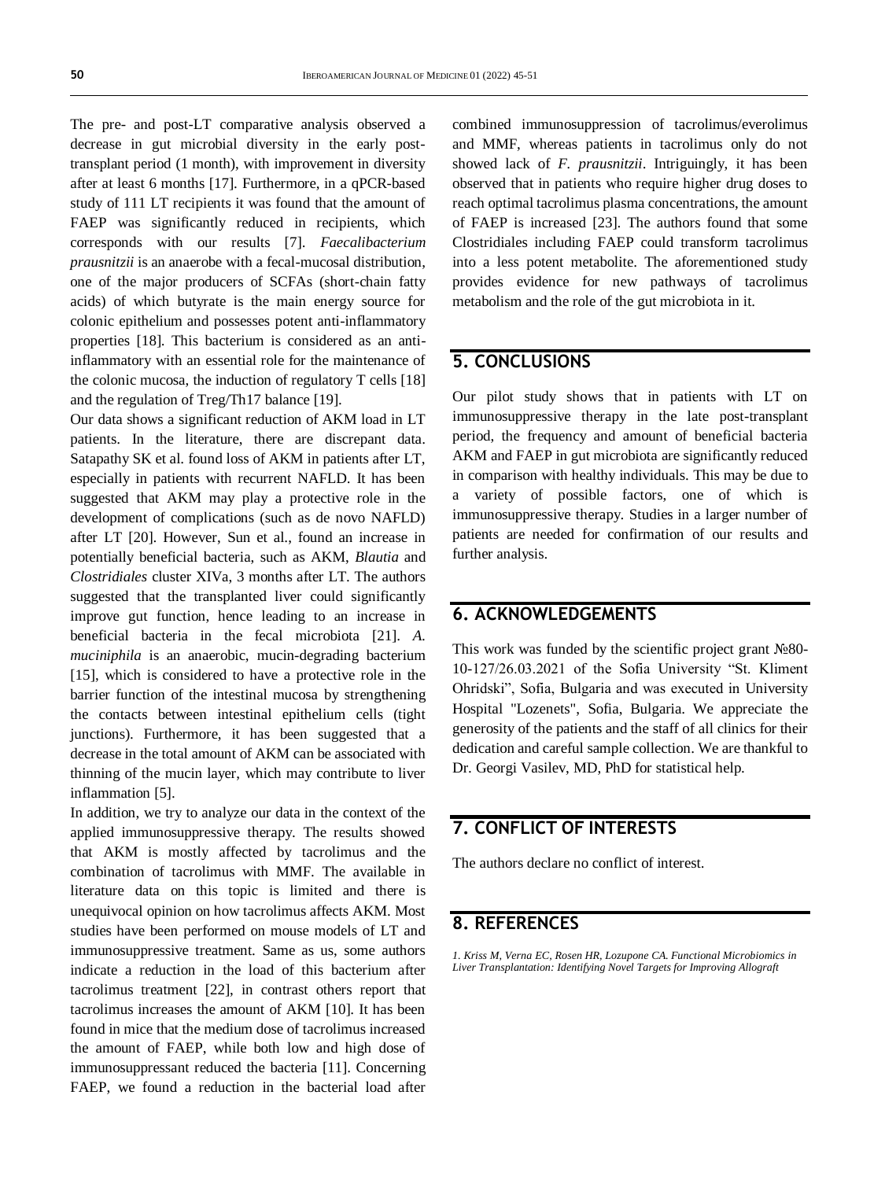The pre- and post-LT comparative analysis observed a decrease in gut microbial diversity in the early post-transplant period (1 month), with improvement in diversity after at least 6 months [17]. Furthermore, in a qPCR-based study of 111 LT recipients it was found that the amount of FAEP was significantly reduced in recipients, which corresponds with our results [7]. *Faecalibacterium prausnitzii* is an anaerobe with a fecal-mucosal distribution, one of the major producers of SCFAs (short-chain fatty acids) of which butyrate is the main energy source for colonic epithelium and possesses potent anti-inflammatory properties [18]. This bacterium is considered as an anti-inflammatory with an essential role for the maintenance of the colonic mucosa, the induction of regulatory T cells [18] and the regulation of Treg/Th17 balance [19].

Our data shows a significant reduction of AKM load in LT patients. In the literature, there are discrepant data. Satapathy SK et al. found loss of AKM in patients after LT, especially in patients with recurrent NAFLD. It has been suggested that AKM may play a protective role in the development of complications (such as de novo NAFLD) after LT [20]. However, Sun et al., found an increase in potentially beneficial bacteria, such as AKM, *Blautia* and *Clostridiales* cluster XIVa, 3 months after LT. The authors suggested that the transplanted liver could significantly improve gut function, hence leading to an increase in beneficial bacteria in the fecal microbiota [21]. *A. muciniphila* is an anaerobic, mucin-degrading bacterium [15], which is considered to have a protective role in the barrier function of the intestinal mucosa by strengthening the contacts between intestinal epithelium cells (tight junctions). Furthermore, it has been suggested that a decrease in the total amount of AKM can be associated with thinning of the mucin layer, which may contribute to liver inflammation [5].

In addition, we try to analyze our data in the context of the applied immunosuppressive therapy. The results showed that AKM is mostly affected by tacrolimus and the combination of tacrolimus with MMF. The available in literature data on this topic is limited and there is unequivocal opinion on how tacrolimus affects AKM. Most studies have been performed on mouse models of LT and immunosuppressive treatment. Same as us, some authors indicate a reduction in the load of this bacterium after tacrolimus treatment [22], in contrast others report that tacrolimus increases the amount of AKM [10]. It has been found in mice that the medium dose of tacrolimus increased the amount of FAEP, while both low and high dose of immunosuppressant reduced the bacteria [11]. Concerning FAEP, we found a reduction in the bacterial load after combined immunosuppression of tacrolimus/everolimus and MMF, whereas patients in tacrolimus only do not showed lack of *F. prausnitzii*. Intriguingly, it has been observed that in patients who require higher drug doses to reach optimal tacrolimus plasma concentrations, the amount of FAEP is increased [23]. The authors found that some Clostridiales including FAEP could transform tacrolimus into a less potent metabolite. The aforementioned study provides evidence for new pathways of tacrolimus metabolism and the role of the gut microbiota in it.

## 5. CONCLUSIONS

Our pilot study shows that in patients with LT on immunosuppressive therapy in the late post-transplant period, the frequency and amount of beneficial bacteria AKM and FAEP in gut microbiota are significantly reduced in comparison with healthy individuals. This may be due to a variety of possible factors, one of which is immunosuppressive therapy. Studies in a larger number of patients are needed for confirmation of our results and further analysis.

## 6. ACKNOWLEDGEMENTS

This work was funded by the scientific project grant №80-10-127/26.03.2021 of the Sofia University "St. Kliment Ohridski", Sofia, Bulgaria and was executed in University Hospital "Lozenets", Sofia, Bulgaria. We appreciate the generosity of the patients and the staff of all clinics for their dedication and careful sample collection. We are thankful to Dr. Georgi Vasilev, MD, PhD for statistical help.

## 7. CONFLICT OF INTERESTS

The authors declare no conflict of interest.

## 8. REFERENCES

*1. Kriss M, Verna EC, Rosen HR, Lozupone CA. Functional Microbiomics in Liver Transplantation: Identifying Novel Targets for Improving Allograft*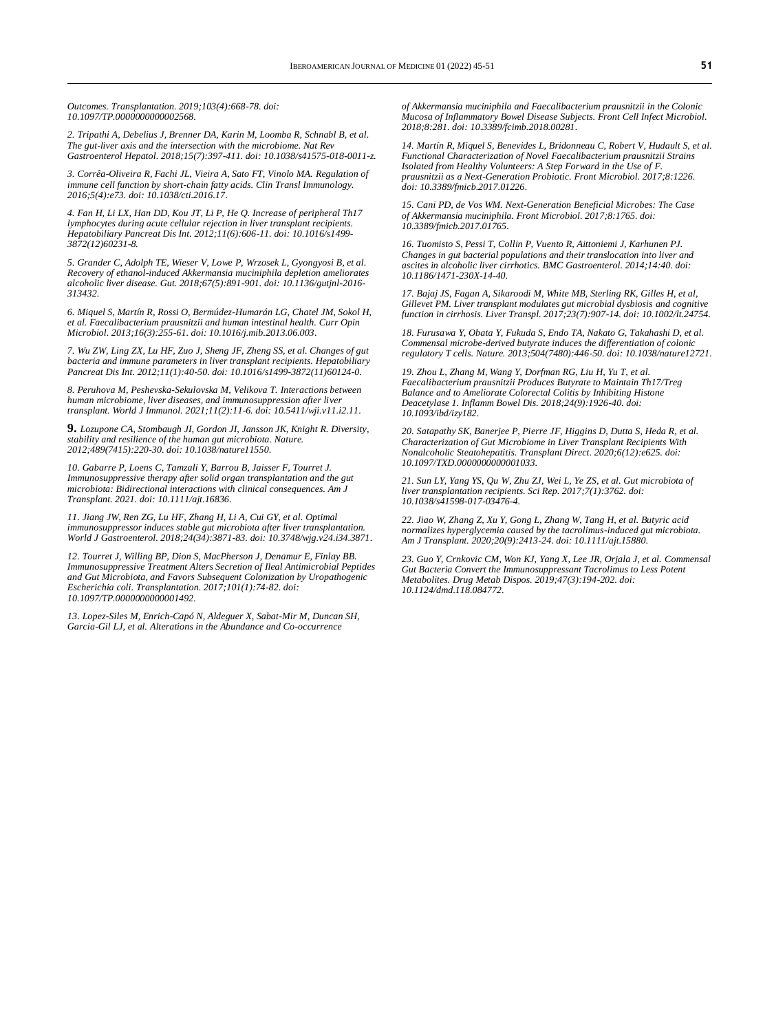*Outcomes. Transplantation. 2019;103(4):668-78. doi: 10.1097/TP.0000000000002568.*

*2. Tripathi A, Debelius J, Brenner DA, Karin M, Loomba R, Schnabl B, et al. The gut-liver axis and the intersection with the microbiome. Nat Rev Gastroenterol Hepatol. 2018;15(7):397-411. doi: 10.1038/s41575-018-0011-z.*

*3. Corrêa-Oliveira R, Fachi JL, Vieira A, Sato FT, Vinolo MA. Regulation of immune cell function by short-chain fatty acids. Clin Transl Immunology. 2016;5(4):e73. doi: 10.1038/cti.2016.17.*

*4. Fan H, Li LX, Han DD, Kou JT, Li P, He Q. Increase of peripheral Th17 lymphocytes during acute cellular rejection in liver transplant recipients. Hepatobiliary Pancreat Dis Int. 2012;11(6):606-11. doi: 10.1016/s1499-3872(12)60231-8.*

*5. Grander C, Adolph TE, Wieser V, Lowe P, Wrzosek L, Gyongyosi B, et al. Recovery of ethanol-induced Akkermansia muciniphila depletion ameliorates alcoholic liver disease. Gut. 2018;67(5):891-901. doi: 10.1136/gutjnl-2016-313432.*

*6. Miquel S, Martín R, Rossi O, Bermúdez-Humarán LG, Chatel JM, Sokol H, et al. Faecalibacterium prausnitzii and human intestinal health. Curr Opin Microbiol. 2013;16(3):255-61. doi: 10.1016/j.mib.2013.06.003.*

*7. Wu ZW, Ling ZX, Lu HF, Zuo J, Sheng JF, Zheng SS, et al. Changes of gut bacteria and immune parameters in liver transplant recipients. Hepatobiliary Pancreat Dis Int. 2012;11(1):40-50. doi: 10.1016/s1499-3872(11)60124-0.*

*8. Peruhova M, Peshevska-Sekulovska M, Velikova T. Interactions between human microbiome, liver diseases, and immunosuppression after liver transplant. World J Immunol. 2021;11(2):11-6. doi: 10.5411/wji.v11.i2.11.*

**9.** *Lozupone CA, Stombaugh JI, Gordon JI, Jansson JK, Knight R. Diversity, stability and resilience of the human gut microbiota. Nature. 2012;489(7415):220-30. doi: 10.1038/nature11550.*

*10. Gabarre P, Loens C, Tamzali Y, Barrou B, Jaisser F, Tourret J. Immunosuppressive therapy after solid organ transplantation and the gut microbiota: Bidirectional interactions with clinical consequences. Am J Transplant. 2021. doi: 10.1111/ajt.16836.*

*11. Jiang JW, Ren ZG, Lu HF, Zhang H, Li A, Cui GY, et al. Optimal immunosuppressor induces stable gut microbiota after liver transplantation. World J Gastroenterol. 2018;24(34):3871-83. doi: 10.3748/wjg.v24.i34.3871.*

*12. Tourret J, Willing BP, Dion S, MacPherson J, Denamur E, Finlay BB. Immunosuppressive Treatment Alters Secretion of Ileal Antimicrobial Peptides and Gut Microbiota, and Favors Subsequent Colonization by Uropathogenic Escherichia coli. Transplantation. 2017;101(1):74-82. doi: 10.1097/TP.0000000000001492.*

*13. Lopez-Siles M, Enrich-Capó N, Aldeguer X, Sabat-Mir M, Duncan SH, Garcia-Gil LJ, et al. Alterations in the Abundance and Co-occurrence of Akkermansia muciniphila and Faecalibacterium prausnitzii in the Colonic Mucosa of Inflammatory Bowel Disease Subjects. Front Cell Infect Microbiol. 2018;8:281. doi: 10.3389/fcimb.2018.00281.*

*14. Martín R, Miquel S, Benevides L, Bridonneau C, Robert V, Hudault S, et al. Functional Characterization of Novel Faecalibacterium prausnitzii Strains Isolated from Healthy Volunteers: A Step Forward in the Use of F. prausnitzii as a Next-Generation Probiotic. Front Microbiol. 2017;8:1226. doi: 10.3389/fmicb.2017.01226.*

*15. Cani PD, de Vos WM. Next-Generation Beneficial Microbes: The Case of Akkermansia muciniphila. Front Microbiol. 2017;8:1765. doi: 10.3389/fmicb.2017.01765.*

*16. Tuomisto S, Pessi T, Collin P, Vuento R, Aittoniemi J, Karhunen PJ. Changes in gut bacterial populations and their translocation into liver and ascites in alcoholic liver cirrhotics. BMC Gastroenterol. 2014;14:40. doi: 10.1186/1471-230X-14-40.*

*17. Bajaj JS, Fagan A, Sikaroodi M, White MB, Sterling RK, Gilles H, et al, Gillevet PM. Liver transplant modulates gut microbial dysbiosis and cognitive function in cirrhosis. Liver Transpl. 2017;23(7):907-14. doi: 10.1002/lt.24754.*

*18. Furusawa Y, Obata Y, Fukuda S, Endo TA, Nakato G, Takahashi D, et al. Commensal microbe-derived butyrate induces the differentiation of colonic regulatory T cells. Nature. 2013;504(7480):446-50. doi: 10.1038/nature12721.*

*19. Zhou L, Zhang M, Wang Y, Dorfman RG, Liu H, Yu T, et al. Faecalibacterium prausnitzii Produces Butyrate to Maintain Th17/Treg Balance and to Ameliorate Colorectal Colitis by Inhibiting Histone Deacetylase 1. Inflamm Bowel Dis. 2018;24(9):1926-40. doi: 10.1093/ibd/izy182.*

*20. Satapathy SK, Banerjee P, Pierre JF, Higgins D, Dutta S, Heda R, et al. Characterization of Gut Microbiome in Liver Transplant Recipients With Nonalcoholic Steatohepatitis. Transplant Direct. 2020;6(12):e625. doi: 10.1097/TXD.0000000000001033.*

*21. Sun LY, Yang YS, Qu W, Zhu ZJ, Wei L, Ye ZS, et al. Gut microbiota of liver transplantation recipients. Sci Rep. 2017;7(1):3762. doi: 10.1038/s41598-017-03476-4.*

*22. Jiao W, Zhang Z, Xu Y, Gong L, Zhang W, Tang H, et al. Butyric acid normalizes hyperglycemia caused by the tacrolimus-induced gut microbiota. Am J Transplant. 2020;20(9):2413-24. doi: 10.1111/ajt.15880.*

*23. Guo Y, Crnkovic CM, Won KJ, Yang X, Lee JR, Orjala J, et al. Commensal Gut Bacteria Convert the Immunosuppressant Tacrolimus to Less Potent Metabolites. Drug Metab Dispos. 2019;47(3):194-202. doi: 10.1124/dmd.118.084772.*